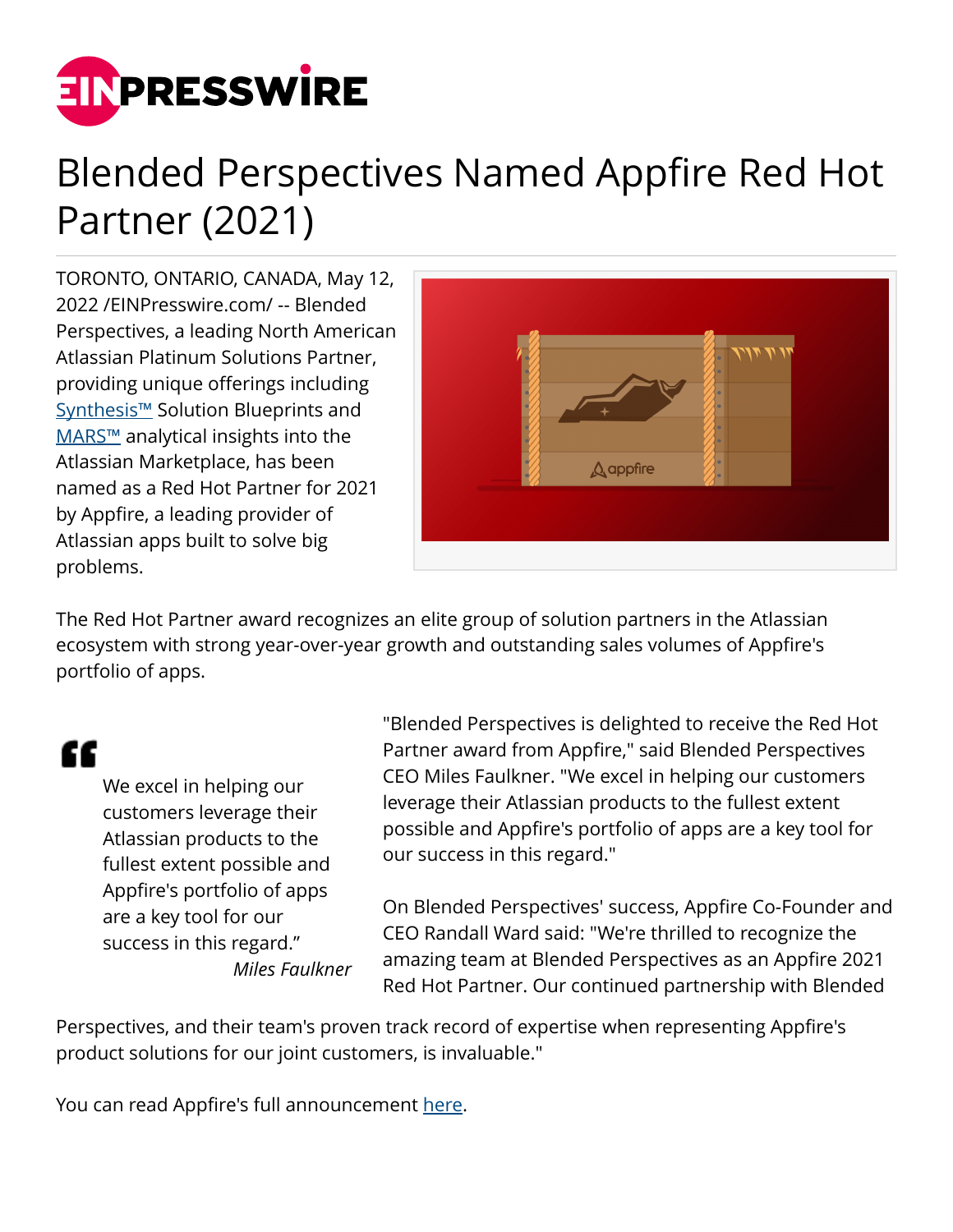# Blended Perspectives Named Appfire Red Hot Partner (2021)

TORONTO, ONTARIO, CANADA, May 12, 2022 /EINPresswire.com/ -- Blended Perspectives, a leading North American Atlassian Platinum Solutions Partner, providing unique offerings including Synthesis™ Solution Blueprints and MARS™ analytical insights into the Atlassian Marketplace, has been named as a Red Hot Partner for 2021 by Appfire, a leading provider of Atlassian apps built to solve big problems.

The Red Hot Partner award recognizes an elite group of solution partners in the Atlassian ecosystem with strong year-over-year growth and outstanding sales volumes of Appfire's portfolio of apps.

> We excel in helping our customers leverage their Atlassian products to the fullest extent possible and Appfire's portfolio of apps are a key tool for our success in this regard."
>
> *Miles Faulkner*

"Blended Perspectives is delighted to receive the Red Hot Partner award from Appfire," said Blended Perspectives CEO Miles Faulkner. "We excel in helping our customers leverage their Atlassian products to the fullest extent possible and Appfire's portfolio of apps are a key tool for our success in this regard."

On Blended Perspectives' success, Appfire Co-Founder and CEO Randall Ward said: "We're thrilled to recognize the amazing team at Blended Perspectives as an Appfire 2021 Red Hot Partner. Our continued partnership with Blended Perspectives, and their team's proven track record of expertise when representing Appfire's product solutions for our joint customers, is invaluable."

You can read Appfire's full announcement here.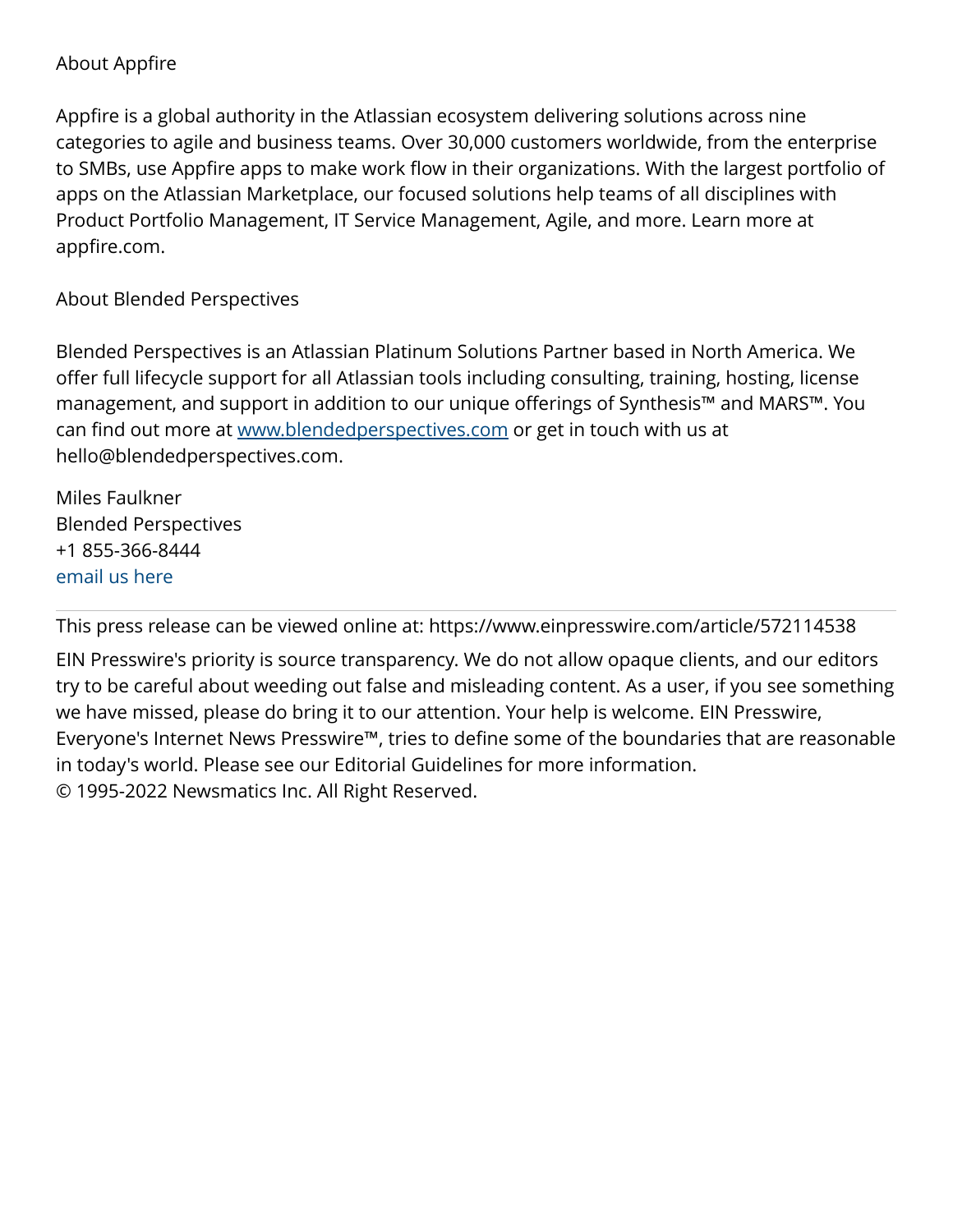About Appfire

Appfire is a global authority in the Atlassian ecosystem delivering solutions across nine categories to agile and business teams. Over 30,000 customers worldwide, from the enterprise to SMBs, use Appfire apps to make work flow in their organizations. With the largest portfolio of apps on the Atlassian Marketplace, our focused solutions help teams of all disciplines with Product Portfolio Management, IT Service Management, Agile, and more. Learn more at appfire.com.

About Blended Perspectives

Blended Perspectives is an Atlassian Platinum Solutions Partner based in North America. We offer full lifecycle support for all Atlassian tools including consulting, training, hosting, license management, and support in addition to our unique offerings of Synthesis™ and MARS™. You can find out more at [www.blendedperspectives.com](http://www.blendedperspectives.com) or get in touch with us at hello@blendedperspectives.com.

Miles Faulkner
Blended Perspectives
+1 855-366-8444
email us here

---

This press release can be viewed online at: https://www.einpresswire.com/article/572114538

EIN Presswire's priority is source transparency. We do not allow opaque clients, and our editors try to be careful about weeding out false and misleading content. As a user, if you see something we have missed, please do bring it to our attention. Your help is welcome. EIN Presswire, Everyone's Internet News Presswire™, tries to define some of the boundaries that are reasonable in today's world. Please see our Editorial Guidelines for more information.
© 1995-2022 Newsmatics Inc. All Right Reserved.